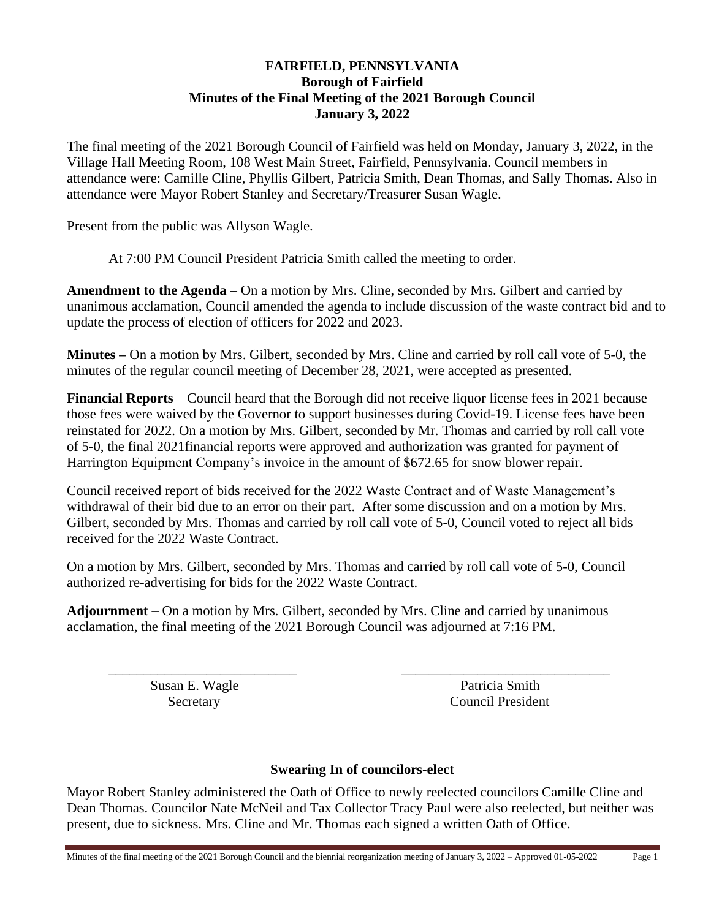# FAIRFIELD, PENNSYLVANIA
## Borough of Fairfield
## Minutes of the Final Meeting of the 2021 Borough Council
## January 3, 2022

The final meeting of the 2021 Borough Council of Fairfield was held on Monday, January 3, 2022, in the Village Hall Meeting Room, 108 West Main Street, Fairfield, Pennsylvania. Council members in attendance were: Camille Cline, Phyllis Gilbert, Patricia Smith, Dean Thomas, and Sally Thomas. Also in attendance were Mayor Robert Stanley and Secretary/Treasurer Susan Wagle.

Present from the public was Allyson Wagle.

At 7:00 PM Council President Patricia Smith called the meeting to order.

**Amendment to the Agenda –** On a motion by Mrs. Cline, seconded by Mrs. Gilbert and carried by unanimous acclamation, Council amended the agenda to include discussion of the waste contract bid and to update the process of election of officers for 2022 and 2023.

**Minutes –** On a motion by Mrs. Gilbert, seconded by Mrs. Cline and carried by roll call vote of 5-0, the minutes of the regular council meeting of December 28, 2021, were accepted as presented.

**Financial Reports** – Council heard that the Borough did not receive liquor license fees in 2021 because those fees were waived by the Governor to support businesses during Covid-19. License fees have been reinstated for 2022. On a motion by Mrs. Gilbert, seconded by Mr. Thomas and carried by roll call vote of 5-0, the final 2021financial reports were approved and authorization was granted for payment of Harrington Equipment Company's invoice in the amount of $672.65 for snow blower repair.

Council received report of bids received for the 2022 Waste Contract and of Waste Management's withdrawal of their bid due to an error on their part. After some discussion and on a motion by Mrs. Gilbert, seconded by Mrs. Thomas and carried by roll call vote of 5-0, Council voted to reject all bids received for the 2022 Waste Contract.

On a motion by Mrs. Gilbert, seconded by Mrs. Thomas and carried by roll call vote of 5-0, Council authorized re-advertising for bids for the 2022 Waste Contract.

**Adjournment** – On a motion by Mrs. Gilbert, seconded by Mrs. Cline and carried by unanimous acclamation, the final meeting of the 2021 Borough Council was adjourned at 7:16 PM.

| \_\_\_\_\_\_\_\_\_\_\_\_\_\_\_\_\_\_\_\_\_\_\_\_\_\_\_ | \_\_\_\_\_\_\_\_\_\_\_\_\_\_\_\_\_\_\_\_\_\_\_\_\_\_\_\_\_\_ |
|---|---|
| Susan E. Wagle | Patricia Smith |
| Secretary | Council President |

### Swearing In of councilors-elect

Mayor Robert Stanley administered the Oath of Office to newly reelected councilors Camille Cline and Dean Thomas. Councilor Nate McNeil and Tax Collector Tracy Paul were also reelected, but neither was present, due to sickness. Mrs. Cline and Mr. Thomas each signed a written Oath of Office.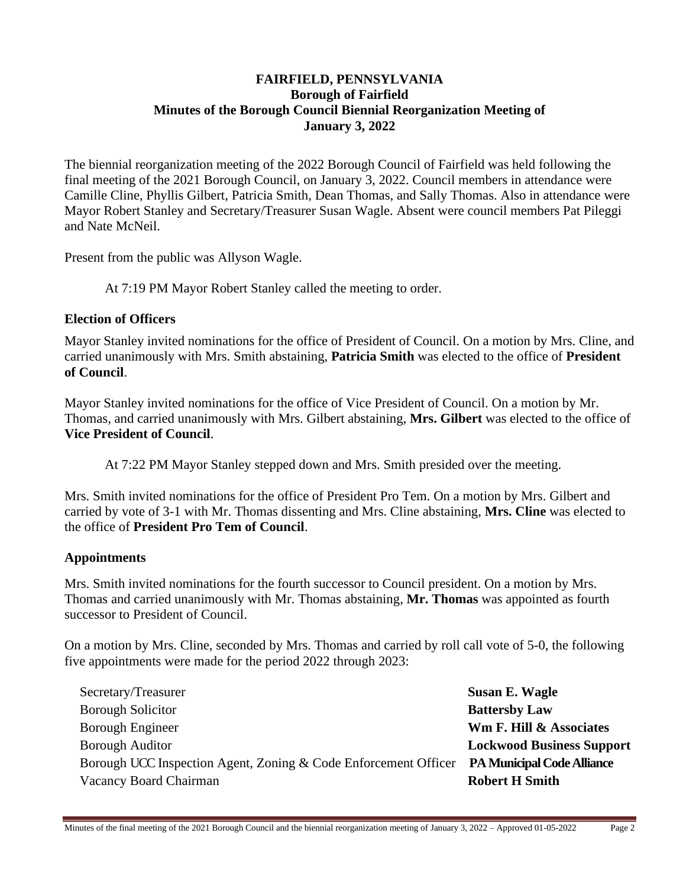**FAIRFIELD, PENNSYLVANIA**
**Borough of Fairfield**
**Minutes of the Borough Council Biennial Reorganization Meeting of**
**January 3, 2022**

The biennial reorganization meeting of the 2022 Borough Council of Fairfield was held following the final meeting of the 2021 Borough Council, on January 3, 2022. Council members in attendance were Camille Cline, Phyllis Gilbert, Patricia Smith, Dean Thomas, and Sally Thomas. Also in attendance were Mayor Robert Stanley and Secretary/Treasurer Susan Wagle. Absent were council members Pat Pileggi and Nate McNeil.

Present from the public was Allyson Wagle.

At 7:19 PM Mayor Robert Stanley called the meeting to order.

### Election of Officers

Mayor Stanley invited nominations for the office of President of Council. On a motion by Mrs. Cline, and carried unanimously with Mrs. Smith abstaining, **Patricia Smith** was elected to the office of **President of Council**.

Mayor Stanley invited nominations for the office of Vice President of Council. On a motion by Mr. Thomas, and carried unanimously with Mrs. Gilbert abstaining, **Mrs. Gilbert** was elected to the office of **Vice President of Council**.

At 7:22 PM Mayor Stanley stepped down and Mrs. Smith presided over the meeting.

Mrs. Smith invited nominations for the office of President Pro Tem. On a motion by Mrs. Gilbert and carried by vote of 3-1 with Mr. Thomas dissenting and Mrs. Cline abstaining, **Mrs. Cline** was elected to the office of **President Pro Tem of Council**.

### Appointments

Mrs. Smith invited nominations for the fourth successor to Council president. On a motion by Mrs. Thomas and carried unanimously with Mr. Thomas abstaining, **Mr. Thomas** was appointed as fourth successor to President of Council.

On a motion by Mrs. Cline, seconded by Mrs. Thomas and carried by roll call vote of 5-0, the following five appointments were made for the period 2022 through 2023:

| | |
|---|---|
| Secretary/Treasurer | **Susan E. Wagle** |
| Borough Solicitor | **Battersby Law** |
| Borough Engineer | **Wm F. Hill & Associates** |
| Borough Auditor | **Lockwood Business Support** |
| Borough UCC Inspection Agent, Zoning & Code Enforcement Officer | **PA Municipal Code Alliance** |
| Vacancy Board Chairman | **Robert H Smith** |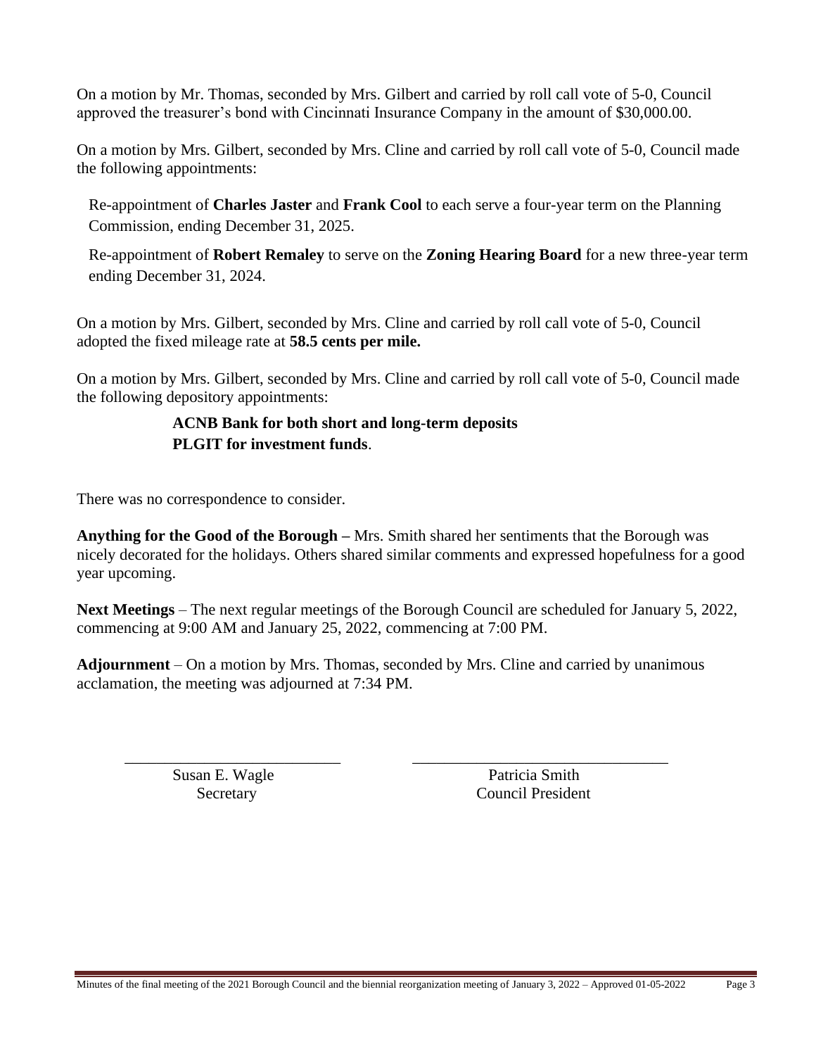On a motion by Mr. Thomas, seconded by Mrs. Gilbert and carried by roll call vote of 5-0, Council approved the treasurer's bond with Cincinnati Insurance Company in the amount of $30,000.00.

On a motion by Mrs. Gilbert, seconded by Mrs. Cline and carried by roll call vote of 5-0, Council made the following appointments:

Re-appointment of **Charles Jaster** and **Frank Cool** to each serve a four-year term on the Planning Commission, ending December 31, 2025.

Re-appointment of **Robert Remaley** to serve on the **Zoning Hearing Board** for a new three-year term ending December 31, 2024.

On a motion by Mrs. Gilbert, seconded by Mrs. Cline and carried by roll call vote of 5-0, Council adopted the fixed mileage rate at **58.5 cents per mile.**

On a motion by Mrs. Gilbert, seconded by Mrs. Cline and carried by roll call vote of 5-0, Council made the following depository appointments:

**ACNB Bank for both short and long-term deposits**
**PLGIT for investment funds**.

There was no correspondence to consider.

**Anything for the Good of the Borough –** Mrs. Smith shared her sentiments that the Borough was nicely decorated for the holidays. Others shared similar comments and expressed hopefulness for a good year upcoming.

**Next Meetings** – The next regular meetings of the Borough Council are scheduled for January 5, 2022, commencing at 9:00 AM and January 25, 2022, commencing at 7:00 PM.

**Adjournment** – On a motion by Mrs. Thomas, seconded by Mrs. Cline and carried by unanimous acclamation, the meeting was adjourned at 7:34 PM.

\_\_\_\_\_\_\_\_\_\_\_\_\_\_\_\_\_\_\_\_\_\_\_\_\_\_\_\_
Susan E. Wagle
Secretary

\_\_\_\_\_\_\_\_\_\_\_\_\_\_\_\_\_\_\_\_\_\_\_\_\_\_\_\_\_\_\_\_\_\_
Patricia Smith
Council President